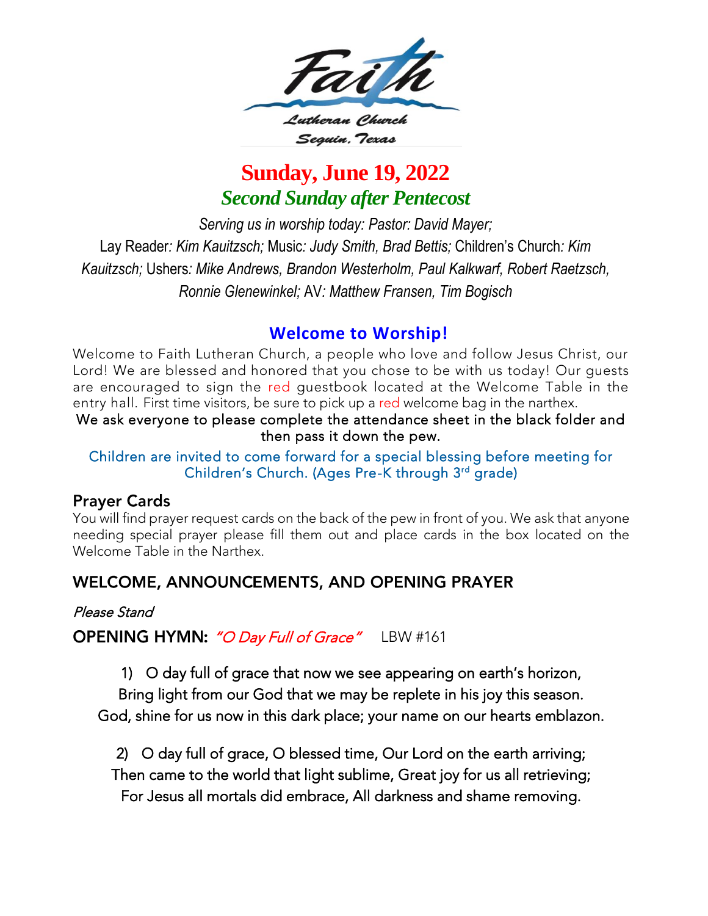# Faith

Lutheran Church

Seguin, Texas

## Sunday, June 19, 2022

### *Second Sunday after Pentecost*

*Serving us in worship today: Pastor: David Mayer;*
Lay Reader*: Kim Kauitzsch;* Music*: Judy Smith, Brad Bettis;* Children's Church*: Kim Kauitzsch;* Ushers*: Mike Andrews, Brandon Westerholm, Paul Kalkwarf, Robert Raetzsch, Ronnie Glenewinkel;* AV*: Matthew Fransen, Tim Bogisch*

## Welcome to Worship!

Welcome to Faith Lutheran Church, a people who love and follow Jesus Christ, our Lord! We are blessed and honored that you chose to be with us today! Our guests are encouraged to sign the red guestbook located at the Welcome Table in the entry hall. First time visitors, be sure to pick up a red welcome bag in the narthex.

We ask everyone to please complete the attendance sheet in the black folder and then pass it down the pew.

Children are invited to come forward for a special blessing before meeting for Children's Church. (Ages Pre-K through 3rd grade)

### Prayer Cards

You will find prayer request cards on the back of the pew in front of you. We ask that anyone needing special prayer please fill them out and place cards in the box located on the Welcome Table in the Narthex.

### WELCOME, ANNOUNCEMENTS, AND OPENING PRAYER

*Please Stand*

**OPENING HYMN:** *"O Day Full of Grace"* LBW #161

1) O day full of grace that now we see appearing on earth's horizon,
Bring light from our God that we may be replete in his joy this season.
God, shine for us now in this dark place; your name on our hearts emblazon.

2) O day full of grace, O blessed time, Our Lord on the earth arriving;
Then came to the world that light sublime, Great joy for us all retrieving;
For Jesus all mortals did embrace, All darkness and shame removing.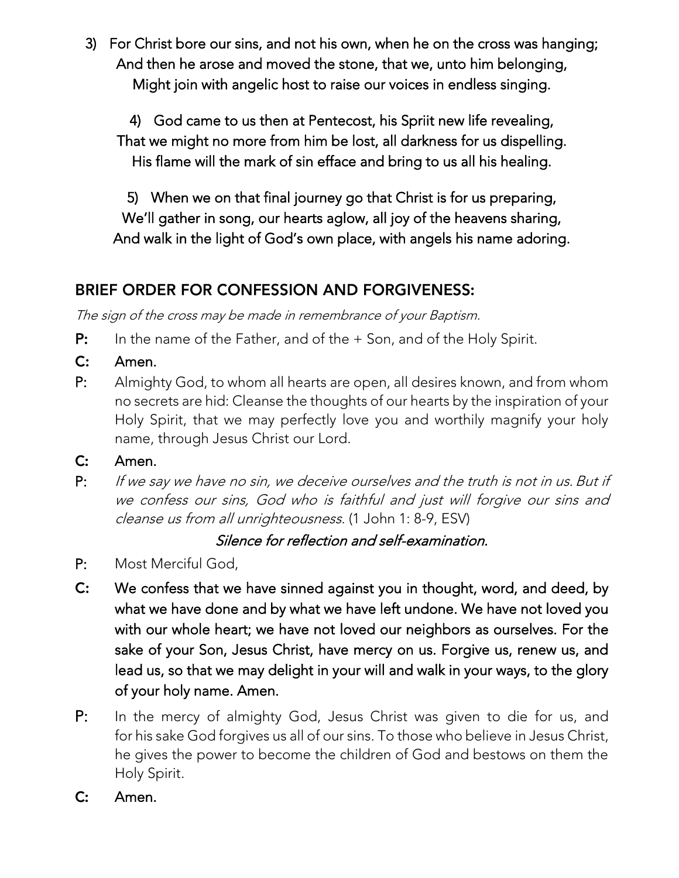3) For Christ bore our sins, and not his own, when he on the cross was hanging;
And then he arose and moved the stone, that we, unto him belonging,
Might join with angelic host to raise our voices in endless singing.

4) God came to us then at Pentecost, his Spriit new life revealing,
That we might no more from him be lost, all darkness for us dispelling.
His flame will the mark of sin efface and bring to us all his healing.

5) When we on that final journey go that Christ is for us preparing,
We'll gather in song, our hearts aglow, all joy of the heavens sharing,
And walk in the light of God's own place, with angels his name adoring.

## BRIEF ORDER FOR CONFESSION AND FORGIVENESS:

*The sign of the cross may be made in remembrance of your Baptism.*

**P:** In the name of the Father, and of the + Son, and of the Holy Spirit.

**C: Amen.**

**P:** Almighty God, to whom all hearts are open, all desires known, and from whom no secrets are hid: Cleanse the thoughts of our hearts by the inspiration of your Holy Spirit, that we may perfectly love you and worthily magnify your holy name, through Jesus Christ our Lord.

**C: Amen.**

**P:** *If we say we have no sin, we deceive ourselves and the truth is not in us. But if we confess our sins, God who is faithful and just will forgive our sins and cleanse us from all unrighteousness.* (1 John 1: 8-9, ESV)

*Silence for reflection and self-examination.*

**P:** Most Merciful God,

**C: We confess that we have sinned against you in thought, word, and deed, by what we have done and by what we have left undone. We have not loved you with our whole heart; we have not loved our neighbors as ourselves. For the sake of your Son, Jesus Christ, have mercy on us. Forgive us, renew us, and lead us, so that we may delight in your will and walk in your ways, to the glory of your holy name. Amen.**

**P:** In the mercy of almighty God, Jesus Christ was given to die for us, and for his sake God forgives us all of our sins. To those who believe in Jesus Christ, he gives the power to become the children of God and bestows on them the Holy Spirit.

**C: Amen.**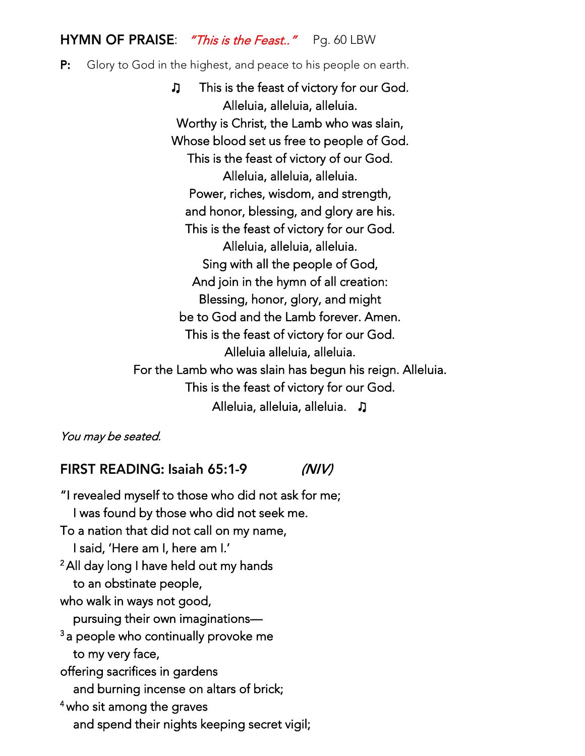## HYMN OF PRAISE: *"This is the Feast.."* Pg. 60 LBW

**P:** Glory to God in the highest, and peace to his people on earth.

♫ This is the feast of victory for our God.
Alleluia, alleluia, alleluia.
Worthy is Christ, the Lamb who was slain,
Whose blood set us free to people of God.
This is the feast of victory of our God.
Alleluia, alleluia, alleluia.
Power, riches, wisdom, and strength,
and honor, blessing, and glory are his.
This is the feast of victory for our God.
Alleluia, alleluia, alleluia.
Sing with all the people of God,
And join in the hymn of all creation:
Blessing, honor, glory, and might
be to God and the Lamb forever. Amen.
This is the feast of victory for our God.
Alleluia alleluia, alleluia.
For the Lamb who was slain has begun his reign. Alleluia.
This is the feast of victory for our God.
Alleluia, alleluia, alleluia. ♫

*You may be seated.*

## FIRST READING: Isaiah 65:1-9 *(NIV)*

"I revealed myself to those who did not ask for me;
I was found by those who did not seek me.
To a nation that did not call on my name,
I said, 'Here am I, here am I.'
[2] All day long I have held out my hands
to an obstinate people,
who walk in ways not good,
pursuing their own imaginations—
[3] a people who continually provoke me
to my very face,
offering sacrifices in gardens
and burning incense on altars of brick;
[4] who sit among the graves
and spend their nights keeping secret vigil;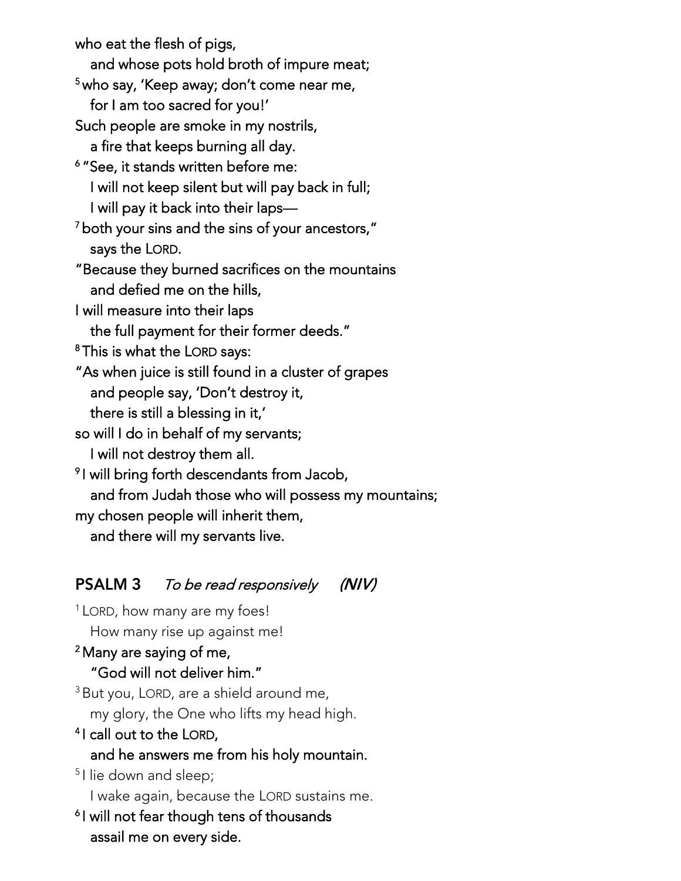who eat the flesh of pigs,
   and whose pots hold broth of impure meat;
[5] who say, 'Keep away; don't come near me,
   for I am too sacred for you!'
Such people are smoke in my nostrils,
   a fire that keeps burning all day.
[6] "See, it stands written before me:
   I will not keep silent but will pay back in full;
   I will pay it back into their laps—
[7] both your sins and the sins of your ancestors,"
   says the LORD.
"Because they burned sacrifices on the mountains
   and defied me on the hills,
I will measure into their laps
   the full payment for their former deeds."
[8] This is what the LORD says:
"As when juice is still found in a cluster of grapes
   and people say, 'Don't destroy it,
   there is still a blessing in it,'
so will I do in behalf of my servants;
   I will not destroy them all.
[9] I will bring forth descendants from Jacob,
   and from Judah those who will possess my mountains;
my chosen people will inherit them,
   and there will my servants live.

## PSALM 3 *To be read responsively* *(NIV)*

[1] LORD, how many are my foes!
   How many rise up against me!

**[2] Many are saying of me,**
   **"God will not deliver him."**

[3] But you, LORD, are a shield around me,
   my glory, the One who lifts my head high.

**[4] I call out to the LORD,**
   **and he answers me from his holy mountain.**

[5] I lie down and sleep;
   I wake again, because the LORD sustains me.

**[6] I will not fear though tens of thousands**
   **assail me on every side.**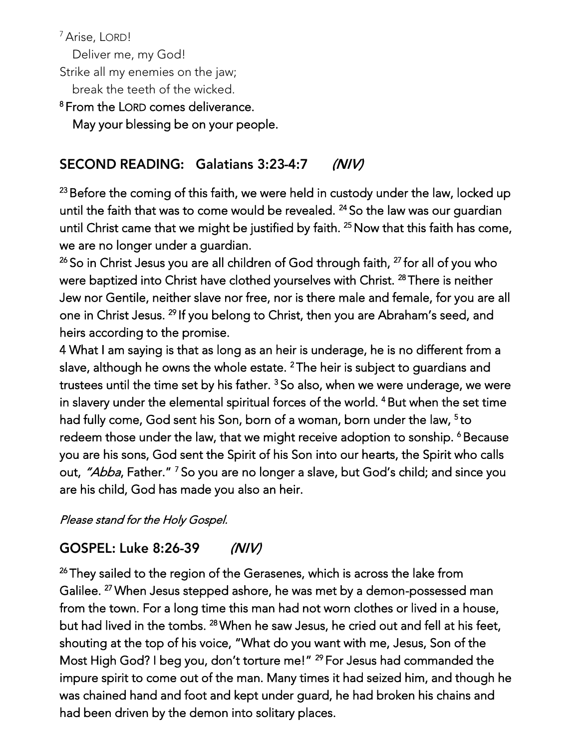[7] Arise, LORD!
   Deliver me, my God!
Strike all my enemies on the jaw;
   break the teeth of the wicked.

**[8] From the LORD comes deliverance.**
**May your blessing be on your people.**

## SECOND READING: Galatians 3:23-4:7 *(NIV)*

[23] Before the coming of this faith, we were held in custody under the law, locked up until the faith that was to come would be revealed. [24] So the law was our guardian until Christ came that we might be justified by faith. [25] Now that this faith has come, we are no longer under a guardian.

[26] So in Christ Jesus you are all children of God through faith, [27] for all of you who were baptized into Christ have clothed yourselves with Christ. [28] There is neither Jew nor Gentile, neither slave nor free, nor is there male and female, for you are all one in Christ Jesus. [29] If you belong to Christ, then you are Abraham's seed, and heirs according to the promise.

4 What I am saying is that as long as an heir is underage, he is no different from a slave, although he owns the whole estate. [2] The heir is subject to guardians and trustees until the time set by his father. [3] So also, when we were underage, we were in slavery under the elemental spiritual forces of the world. [4] But when the set time had fully come, God sent his Son, born of a woman, born under the law, [5] to redeem those under the law, that we might receive adoption to sonship. [6] Because you are his sons, God sent the Spirit of his Son into our hearts, the Spirit who calls out, *"Abba*, Father." [7] So you are no longer a slave, but God's child; and since you are his child, God has made you also an heir.

*Please stand for the Holy Gospel.*

## GOSPEL: Luke 8:26-39 *(NIV)*

[26] They sailed to the region of the Gerasenes, which is across the lake from Galilee. [27] When Jesus stepped ashore, he was met by a demon-possessed man from the town. For a long time this man had not worn clothes or lived in a house, but had lived in the tombs. [28] When he saw Jesus, he cried out and fell at his feet, shouting at the top of his voice, "What do you want with me, Jesus, Son of the Most High God? I beg you, don't torture me!" [29] For Jesus had commanded the impure spirit to come out of the man. Many times it had seized him, and though he was chained hand and foot and kept under guard, he had broken his chains and had been driven by the demon into solitary places.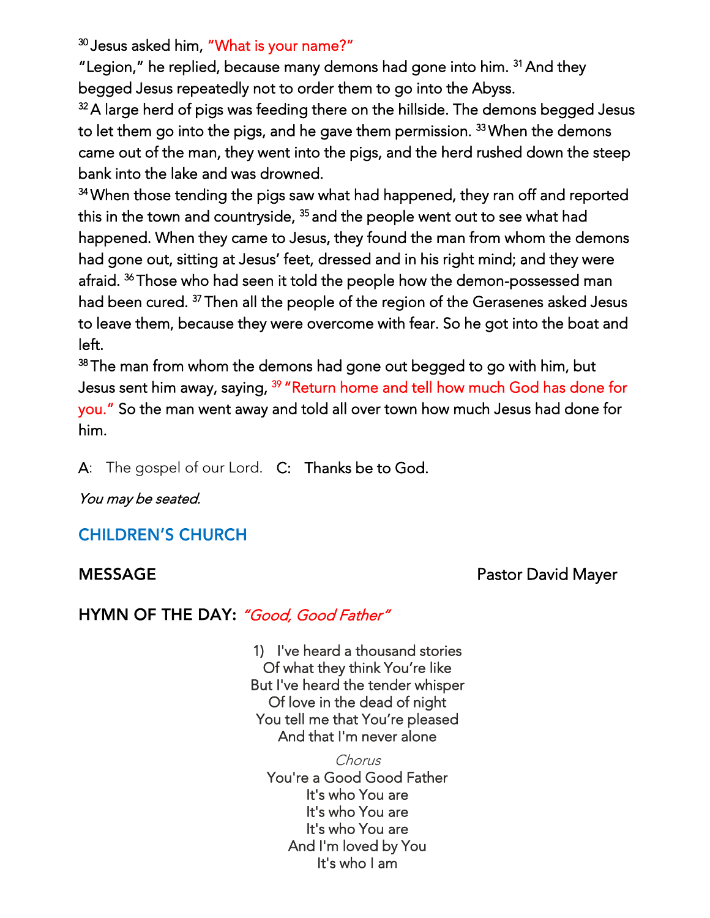[30] Jesus asked him, "What is your name?"
"Legion," he replied, because many demons had gone into him. [31] And they begged Jesus repeatedly not to order them to go into the Abyss.
[32] A large herd of pigs was feeding there on the hillside. The demons begged Jesus to let them go into the pigs, and he gave them permission. [33] When the demons came out of the man, they went into the pigs, and the herd rushed down the steep bank into the lake and was drowned.
[34] When those tending the pigs saw what had happened, they ran off and reported this in the town and countryside, [35] and the people went out to see what had happened. When they came to Jesus, they found the man from whom the demons had gone out, sitting at Jesus' feet, dressed and in his right mind; and they were afraid. [36] Those who had seen it told the people how the demon-possessed man had been cured. [37] Then all the people of the region of the Gerasenes asked Jesus to leave them, because they were overcome with fear. So he got into the boat and left.
[38] The man from whom the demons had gone out begged to go with him, but Jesus sent him away, saying, [39] "Return home and tell how much God has done for you." So the man went away and told all over town how much Jesus had done for him.

A: The gospel of our Lord. C: **Thanks be to God.**

*You may be seated.*

## CHILDREN'S CHURCH

## MESSAGE — Pastor David Mayer

## HYMN OF THE DAY: *"Good, Good Father"*

1) I've heard a thousand stories
Of what they think You're like
But I've heard the tender whisper
Of love in the dead of night
You tell me that You're pleased
And that I'm never alone

*Chorus*
You're a Good Good Father
It's who You are
It's who You are
It's who You are
And I'm loved by You
It's who I am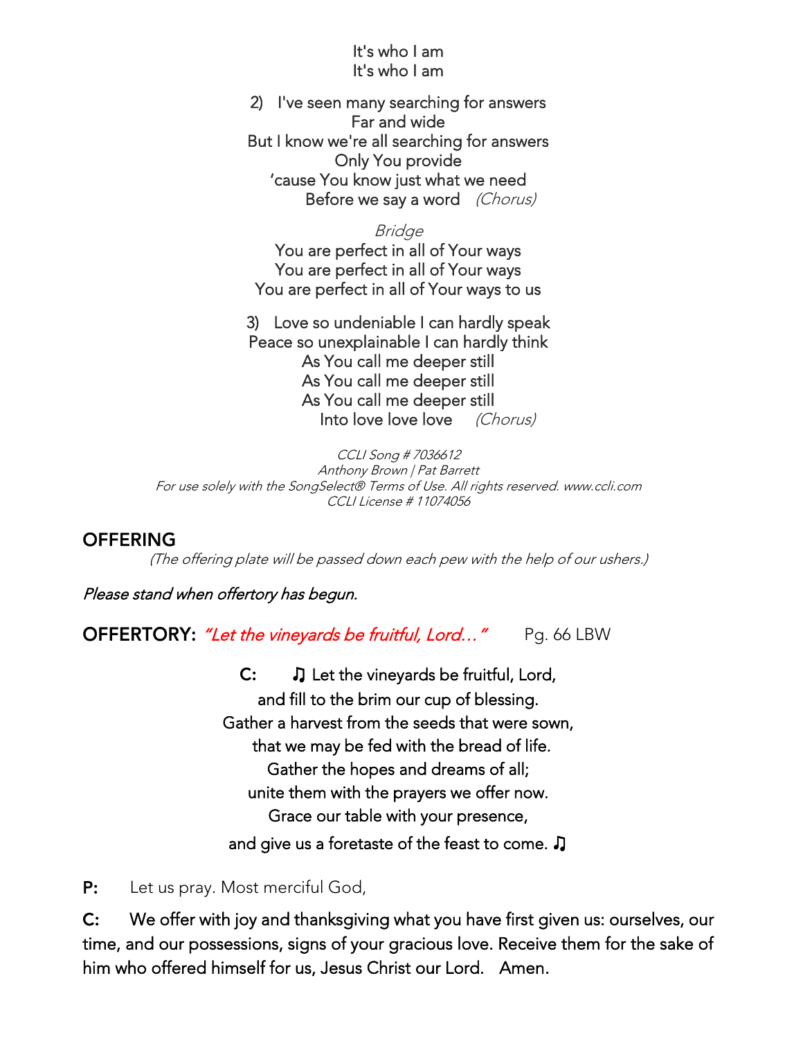It's who I am
It's who I am

2) I've seen many searching for answers
Far and wide
But I know we're all searching for answers
Only You provide
'cause You know just what we need
Before we say a word *(Chorus)*

*Bridge*
You are perfect in all of Your ways
You are perfect in all of Your ways
You are perfect in all of Your ways to us

3) Love so undeniable I can hardly speak
Peace so unexplainable I can hardly think
As You call me deeper still
As You call me deeper still
As You call me deeper still
Into love love love *(Chorus)*

*CCLI Song # 7036612*
*Anthony Brown | Pat Barrett*
*For use solely with the SongSelect® Terms of Use. All rights reserved. www.ccli.com*
*CCLI License # 11074056*

## OFFERING

*(The offering plate will be passed down each pew with the help of our ushers.)*

*Please stand when offertory has begun.*

**OFFERTORY:** *"Let the vineyards be fruitful, Lord…"* Pg. 66 LBW

**C:** ♫ Let the vineyards be fruitful, Lord,
and fill to the brim our cup of blessing.
Gather a harvest from the seeds that were sown,
that we may be fed with the bread of life.
Gather the hopes and dreams of all;
unite them with the prayers we offer now.
Grace our table with your presence,
and give us a foretaste of the feast to come. ♫

**P:** Let us pray. Most merciful God,

**C:** We offer with joy and thanksgiving what you have first given us: ourselves, our time, and our possessions, signs of your gracious love. Receive them for the sake of him who offered himself for us, Jesus Christ our Lord. Amen.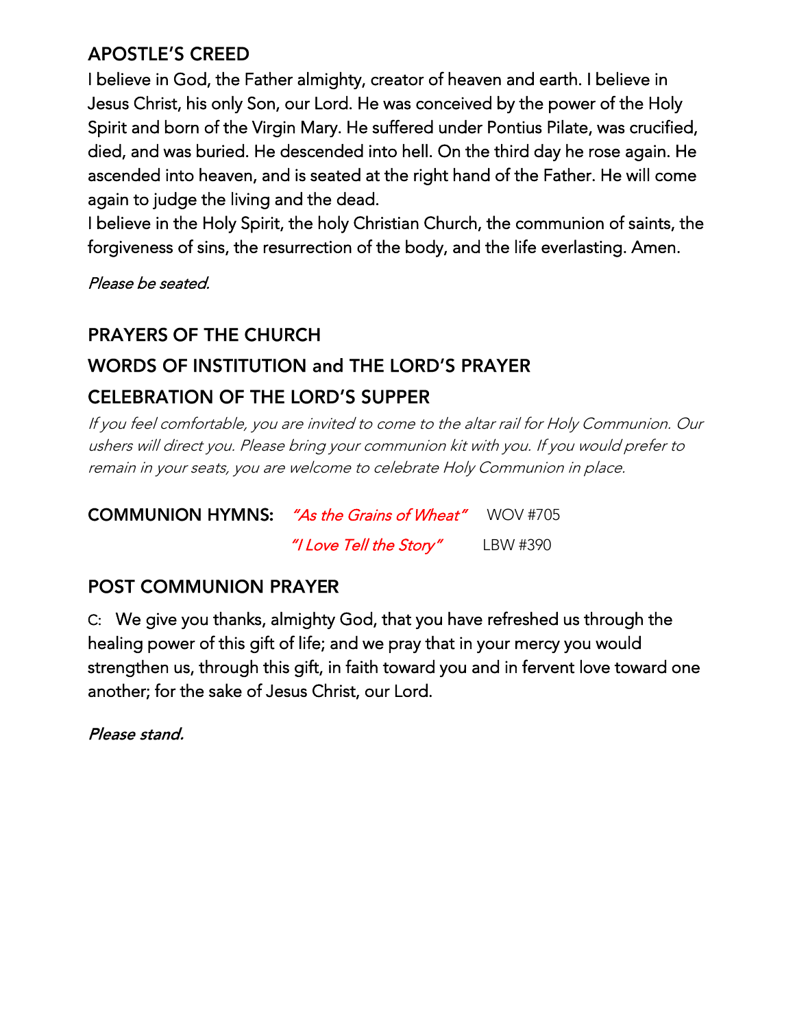## APOSTLE'S CREED

I believe in God, the Father almighty, creator of heaven and earth. I believe in Jesus Christ, his only Son, our Lord. He was conceived by the power of the Holy Spirit and born of the Virgin Mary. He suffered under Pontius Pilate, was crucified, died, and was buried. He descended into hell. On the third day he rose again. He ascended into heaven, and is seated at the right hand of the Father. He will come again to judge the living and the dead.
I believe in the Holy Spirit, the holy Christian Church, the communion of saints, the forgiveness of sins, the resurrection of the body, and the life everlasting. Amen.

*Please be seated.*

## PRAYERS OF THE CHURCH

## WORDS OF INSTITUTION and THE LORD'S PRAYER

## CELEBRATION OF THE LORD'S SUPPER

*If you feel comfortable, you are invited to come to the altar rail for Holy Communion. Our ushers will direct you. Please bring your communion kit with you. If you would prefer to remain in your seats, you are welcome to celebrate Holy Communion in place.*

**COMMUNION HYMNS:** *"As the Grains of Wheat"* WOV #705
*"I Love Tell the Story"* LBW #390

## POST COMMUNION PRAYER

C: We give you thanks, almighty God, that you have refreshed us through the healing power of this gift of life; and we pray that in your mercy you would strengthen us, through this gift, in faith toward you and in fervent love toward one another; for the sake of Jesus Christ, our Lord.

***Please stand.***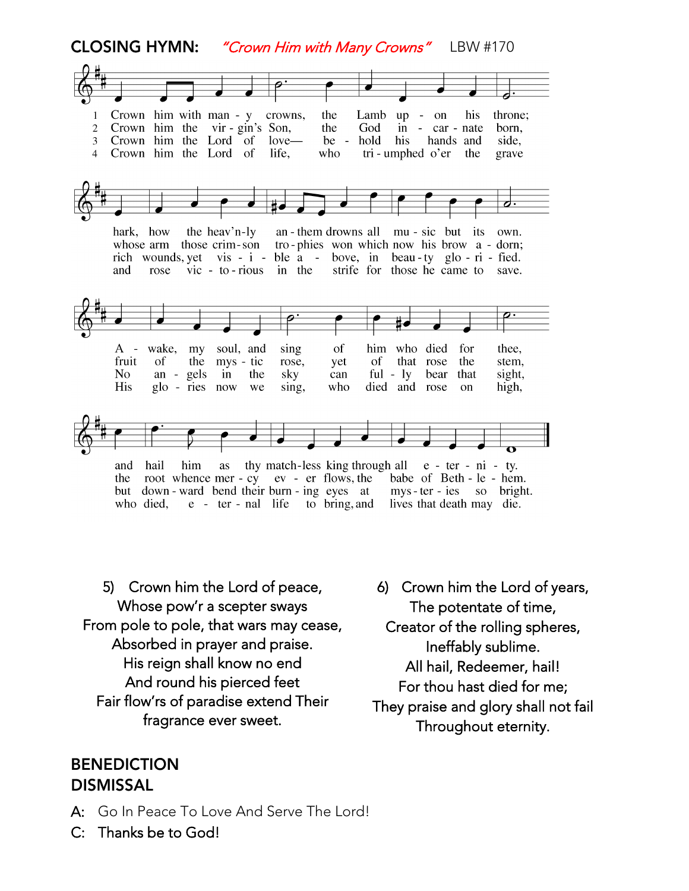## CLOSING HYMN: *"Crown Him with Many Crowns"* LBW #170

1 Crown him with man - y crowns, the Lamb up - on his throne;
hark, how the heav'n-ly an - them drowns all mu - sic but its own.
A - wake, my soul, and sing of him who died for thee,
and hail him as thy match-less king through all e - ter - ni - ty.

2 Crown him the vir - gin's Son, the God in - car - nate born,
whose arm those crim - son tro - phies won which now his brow a - dorn;
fruit of the mys - tic rose, yet of that rose the stem,
the root whence mer - cy ev - er flows, the babe of Beth - le - hem.

3 Crown him the Lord of love— be - hold his hands and side,
rich wounds, yet vis - i - ble a - bove, in beau - ty glo - ri - fied.
No an - gels in the sky can ful - ly bear that sight,
but down - ward bend their burn - ing eyes at mys - ter - ies so bright.

4 Crown him the Lord of life, who tri - umphed o'er the grave
and rose vic - to - rious in the strife for those he came to save.
His glo - ries now we sing, who died and rose on high,
who died, e - ter - nal life to bring, and lives that death may die.

5) Crown him the Lord of peace,
Whose pow'r a scepter sways
From pole to pole, that wars may cease,
Absorbed in prayer and praise.
His reign shall know no end
And round his pierced feet
Fair flow'rs of paradise extend Their
fragrance ever sweet.

6) Crown him the Lord of years,
The potentate of time,
Creator of the rolling spheres,
Ineffably sublime.
All hail, Redeemer, hail!
For thou hast died for me;
They praise and glory shall not fail
Throughout eternity.

## BENEDICTION

## DISMISSAL

A: Go In Peace To Love And Serve The Lord!

C: Thanks be to God!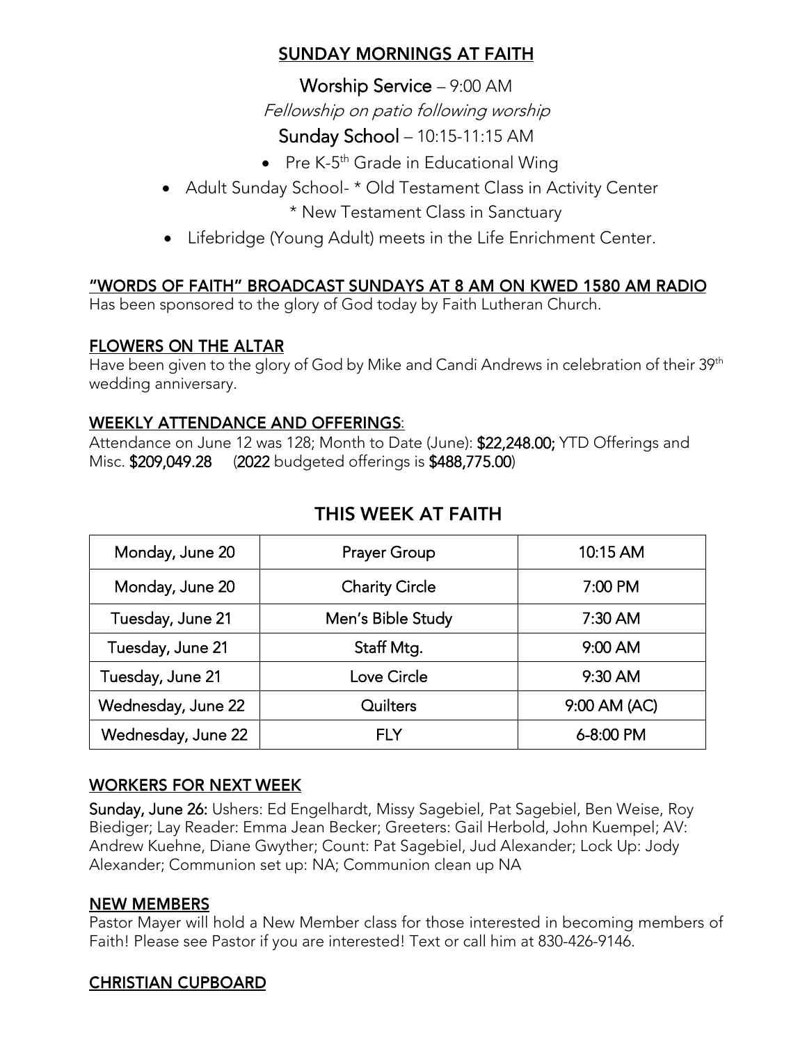## SUNDAY MORNINGS AT FAITH

**Worship Service** – 9:00 AM

*Fellowship on patio following worship*

**Sunday School** – 10:15-11:15 AM

- Pre K-5th Grade in Educational Wing
- Adult Sunday School- * Old Testament Class in Activity Center
  * New Testament Class in Sanctuary
- Lifebridge (Young Adult) meets in the Life Enrichment Center.

### "WORDS OF FAITH" BROADCAST SUNDAYS AT 8 AM ON KWED 1580 AM RADIO

Has been sponsored to the glory of God today by Faith Lutheran Church.

### FLOWERS ON THE ALTAR

Have been given to the glory of God by Mike and Candi Andrews in celebration of their 39th wedding anniversary.

### WEEKLY ATTENDANCE AND OFFERINGS:

Attendance on June 12 was 128; Month to Date (June): **$22,248.00;** YTD Offerings and Misc. **$209,049.28** (**2022** budgeted offerings is **$488,775.00**)

## THIS WEEK AT FAITH

| Day | Event | Time |
|---|---|---|
| Monday, June 20 | Prayer Group | 10:15 AM |
| Monday, June 20 | Charity Circle | 7:00 PM |
| Tuesday, June 21 | Men's Bible Study | 7:30 AM |
| Tuesday, June 21 | Staff Mtg. | 9:00 AM |
| Tuesday, June 21 | Love Circle | 9:30 AM |
| Wednesday, June 22 | Quilters | 9:00 AM (AC) |
| Wednesday, June 22 | FLY | 6-8:00 PM |

### WORKERS FOR NEXT WEEK

**Sunday, June 26:** Ushers: Ed Engelhardt, Missy Sagebiel, Pat Sagebiel, Ben Weise, Roy Biediger; Lay Reader: Emma Jean Becker; Greeters: Gail Herbold, John Kuempel; AV: Andrew Kuehne, Diane Gwyther; Count: Pat Sagebiel, Jud Alexander; Lock Up: Jody Alexander; Communion set up: NA; Communion clean up NA

### NEW MEMBERS

Pastor Mayer will hold a New Member class for those interested in becoming members of Faith! Please see Pastor if you are interested! Text or call him at 830-426-9146.

### CHRISTIAN CUPBOARD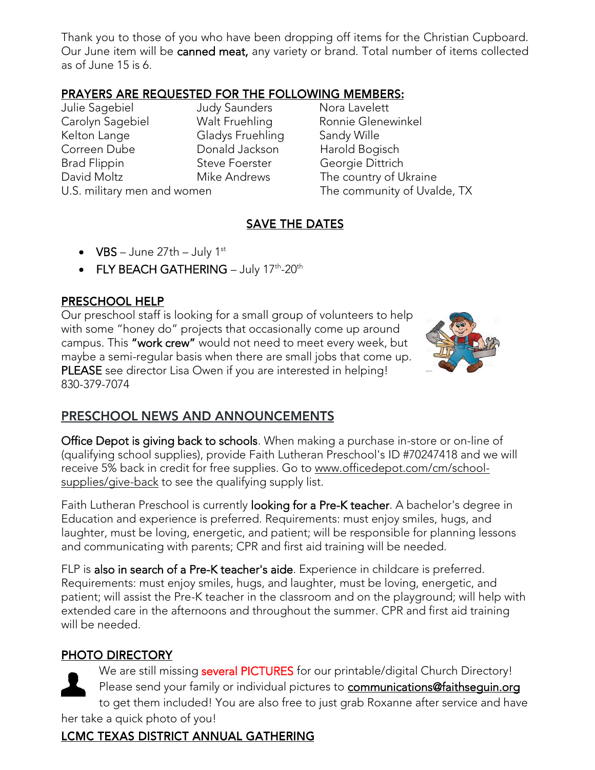Thank you to those of you who have been dropping off items for the Christian Cupboard. Our June item will be **canned meat,** any variety or brand. Total number of items collected as of June 15 is 6.

## PRAYERS ARE REQUESTED FOR THE FOLLOWING MEMBERS:

| | | |
|---|---|---|
| Julie Sagebiel | Judy Saunders | Nora Lavelett |
| Carolyn Sagebiel | Walt Fruehling | Ronnie Glenewinkel |
| Kelton Lange | Gladys Fruehling | Sandy Wille |
| Correen Dube | Donald Jackson | Harold Bogisch |
| Brad Flippin | Steve Foerster | Georgie Dittrich |
| David Moltz | Mike Andrews | The country of Ukraine |
| U.S. military men and women | | The community of Uvalde, TX |

## SAVE THE DATES

- **VBS** – June 27th – July 1st
- **FLY BEACH GATHERING** – July 17th-20th

## PRESCHOOL HELP

Our preschool staff is looking for a small group of volunteers to help with some "honey do" projects that occasionally come up around campus. This **"work crew"** would not need to meet every week, but maybe a semi-regular basis when there are small jobs that come up. **PLEASE** see director Lisa Owen if you are interested in helping! 830-379-7074

## PRESCHOOL NEWS AND ANNOUNCEMENTS

**Office Depot is giving back to schools**. When making a purchase in-store or on-line of (qualifying school supplies), provide Faith Lutheran Preschool's ID #70247418 and we will receive 5% back in credit for free supplies. Go to www.officedepot.com/cm/school-supplies/give-back to see the qualifying supply list.

Faith Lutheran Preschool is currently **looking for a Pre-K teacher**. A bachelor's degree in Education and experience is preferred. Requirements: must enjoy smiles, hugs, and laughter, must be loving, energetic, and patient; will be responsible for planning lessons and communicating with parents; CPR and first aid training will be needed.

FLP is **also in search of a Pre-K teacher's aide**. Experience in childcare is preferred. Requirements: must enjoy smiles, hugs, and laughter, must be loving, energetic, and patient; will assist the Pre-K teacher in the classroom and on the playground; will help with extended care in the afternoons and throughout the summer. CPR and first aid training will be needed.

## PHOTO DIRECTORY

We are still missing **several PICTURES** for our printable/digital Church Directory! Please send your family or individual pictures to communications@faithseguin.org to get them included! You are also free to just grab Roxanne after service and have her take a quick photo of you!

## LCMC TEXAS DISTRICT ANNUAL GATHERING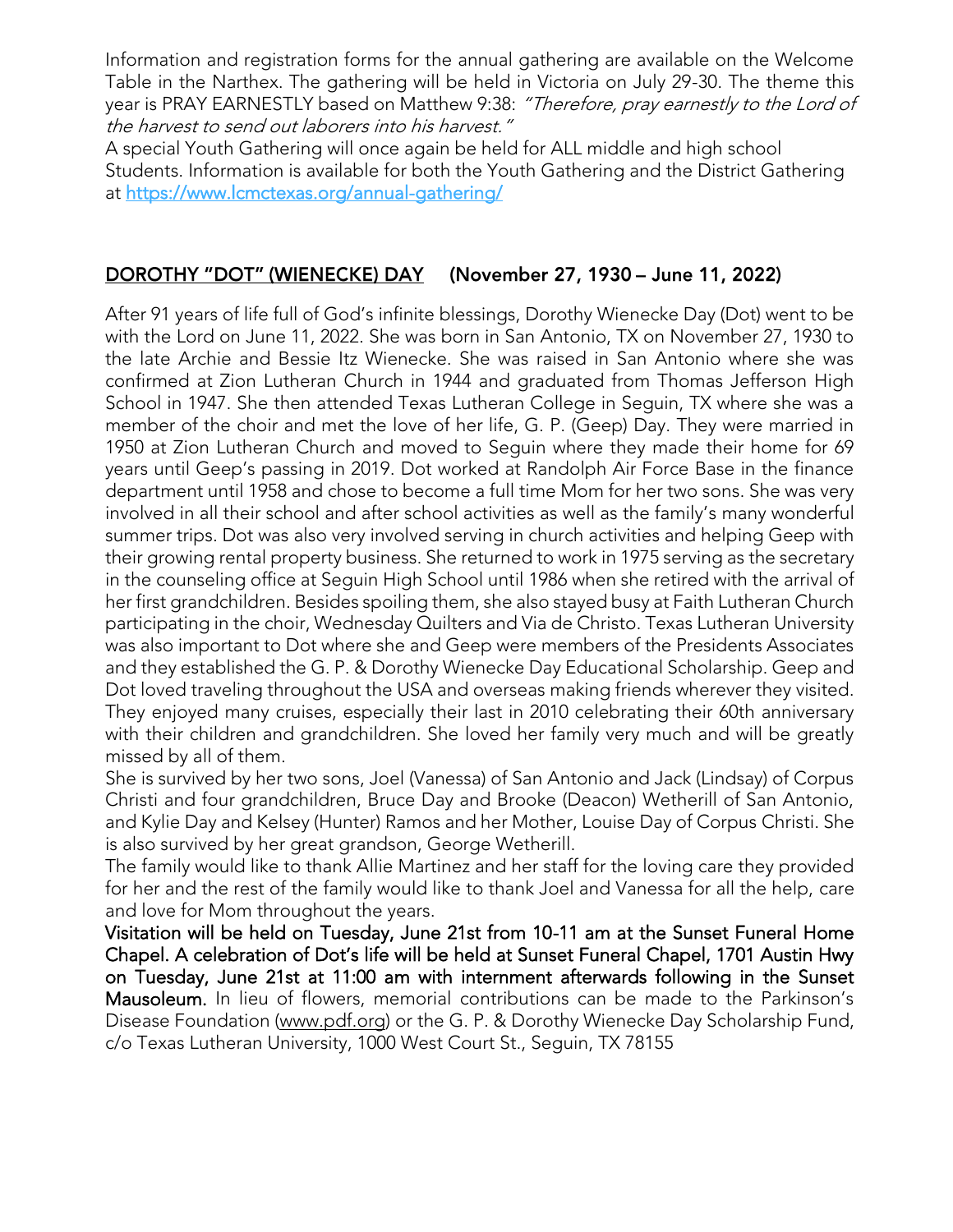Information and registration forms for the annual gathering are available on the Welcome Table in the Narthex. The gathering will be held in Victoria on July 29-30. The theme this year is PRAY EARNESTLY based on Matthew 9:38: *"Therefore, pray earnestly to the Lord of the harvest to send out laborers into his harvest."*

A special Youth Gathering will once again be held for ALL middle and high school Students. Information is available for both the Youth Gathering and the District Gathering at https://www.lcmctexas.org/annual-gathering/

## DOROTHY "DOT" (WIENECKE) DAY (November 27, 1930 – June 11, 2022)

After 91 years of life full of God's infinite blessings, Dorothy Wienecke Day (Dot) went to be with the Lord on June 11, 2022. She was born in San Antonio, TX on November 27, 1930 to the late Archie and Bessie Itz Wienecke. She was raised in San Antonio where she was confirmed at Zion Lutheran Church in 1944 and graduated from Thomas Jefferson High School in 1947. She then attended Texas Lutheran College in Seguin, TX where she was a member of the choir and met the love of her life, G. P. (Geep) Day. They were married in 1950 at Zion Lutheran Church and moved to Seguin where they made their home for 69 years until Geep's passing in 2019. Dot worked at Randolph Air Force Base in the finance department until 1958 and chose to become a full time Mom for her two sons. She was very involved in all their school and after school activities as well as the family's many wonderful summer trips. Dot was also very involved serving in church activities and helping Geep with their growing rental property business. She returned to work in 1975 serving as the secretary in the counseling office at Seguin High School until 1986 when she retired with the arrival of her first grandchildren. Besides spoiling them, she also stayed busy at Faith Lutheran Church participating in the choir, Wednesday Quilters and Via de Christo. Texas Lutheran University was also important to Dot where she and Geep were members of the Presidents Associates and they established the G. P. & Dorothy Wienecke Day Educational Scholarship. Geep and Dot loved traveling throughout the USA and overseas making friends wherever they visited. They enjoyed many cruises, especially their last in 2010 celebrating their 60th anniversary with their children and grandchildren. She loved her family very much and will be greatly missed by all of them.

She is survived by her two sons, Joel (Vanessa) of San Antonio and Jack (Lindsay) of Corpus Christi and four grandchildren, Bruce Day and Brooke (Deacon) Wetherill of San Antonio, and Kylie Day and Kelsey (Hunter) Ramos and her Mother, Louise Day of Corpus Christi. She is also survived by her great grandson, George Wetherill.

The family would like to thank Allie Martinez and her staff for the loving care they provided for her and the rest of the family would like to thank Joel and Vanessa for all the help, care and love for Mom throughout the years.

**Visitation will be held on Tuesday, June 21st from 10-11 am at the Sunset Funeral Home Chapel. A celebration of Dot's life will be held at Sunset Funeral Chapel, 1701 Austin Hwy on Tuesday, June 21st at 11:00 am with internment afterwards following in the Sunset Mausoleum.** In lieu of flowers, memorial contributions can be made to the Parkinson's Disease Foundation (www.pdf.org) or the G. P. & Dorothy Wienecke Day Scholarship Fund, c/o Texas Lutheran University, 1000 West Court St., Seguin, TX 78155